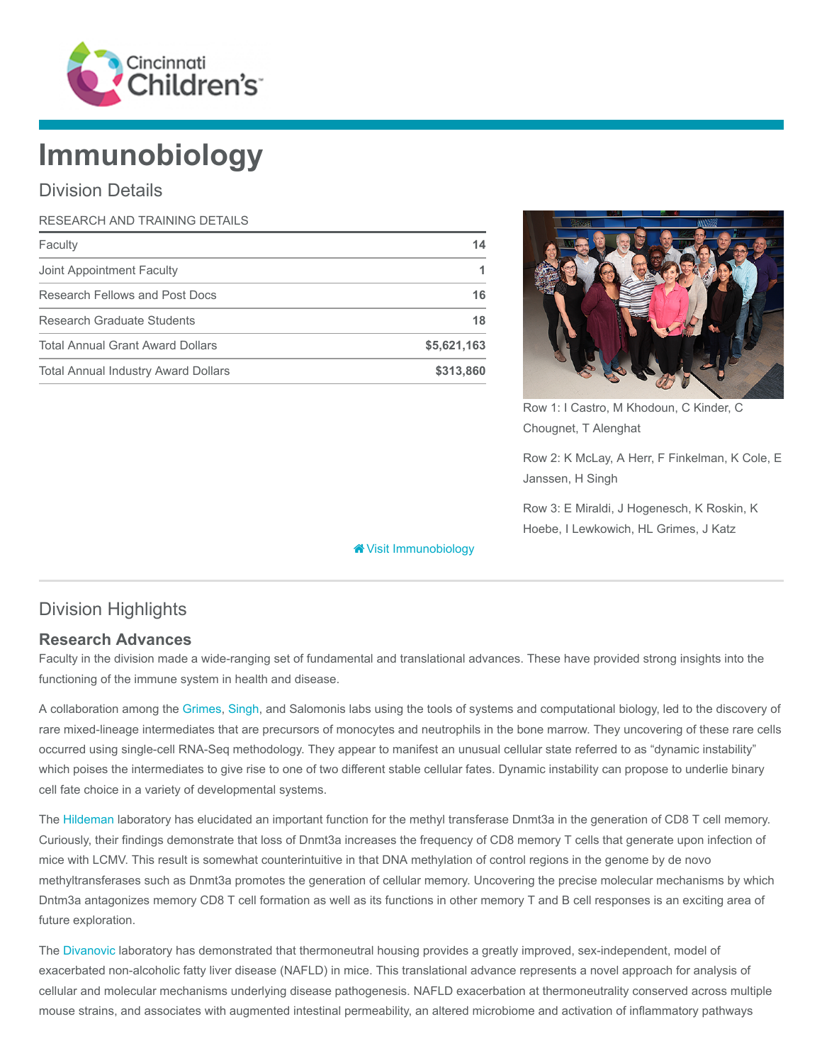# Immunobiology

## Division Details

| RESEARCH AND TRAINING DETAILS | |
|---|---|
| Faculty | 14 |
| Joint Appointment Faculty | 1 |
| Research Fellows and Post Docs | 16 |
| Research Graduate Students | 18 |
| Total Annual Grant Award Dollars | $5,621,163 |
| Total Annual Industry Award Dollars | $313,860 |

Row 1: I Castro, M Khodoun, C Kinder, C Chougnet, T Alenghat

Row 2: K McLay, A Herr, F Finkelman, K Cole, E Janssen, H Singh

Row 3: E Miraldi, J Hogenesch, K Roskin, K Hoebe, I Lewkowich, HL Grimes, J Katz

Visit Immunobiology

## Division Highlights

### Research Advances

Faculty in the division made a wide-ranging set of fundamental and translational advances. These have provided strong insights into the functioning of the immune system in health and disease.

A collaboration among the Grimes, Singh, and Salomonis labs using the tools of systems and computational biology, led to the discovery of rare mixed-lineage intermediates that are precursors of monocytes and neutrophils in the bone marrow. They uncovering of these rare cells occurred using single-cell RNA-Seq methodology. They appear to manifest an unusual cellular state referred to as "dynamic instability" which poises the intermediates to give rise to one of two different stable cellular fates. Dynamic instability can propose to underlie binary cell fate choice in a variety of developmental systems.

The Hildeman laboratory has elucidated an important function for the methyl transferase Dnmt3a in the generation of CD8 T cell memory. Curiously, their findings demonstrate that loss of Dnmt3a increases the frequency of CD8 memory T cells that generate upon infection of mice with LCMV. This result is somewhat counterintuitive in that DNA methylation of control regions in the genome by de novo methyltransferases such as Dnmt3a promotes the generation of cellular memory. Uncovering the precise molecular mechanisms by which Dntm3a antagonizes memory CD8 T cell formation as well as its functions in other memory T and B cell responses is an exciting area of future exploration.

The Divanovic laboratory has demonstrated that thermoneutral housing provides a greatly improved, sex-independent, model of exacerbated non-alcoholic fatty liver disease (NAFLD) in mice. This translational advance represents a novel approach for analysis of cellular and molecular mechanisms underlying disease pathogenesis. NAFLD exacerbation at thermoneutrality conserved across multiple mouse strains, and associates with augmented intestinal permeability, an altered microbiome and activation of inflammatory pathways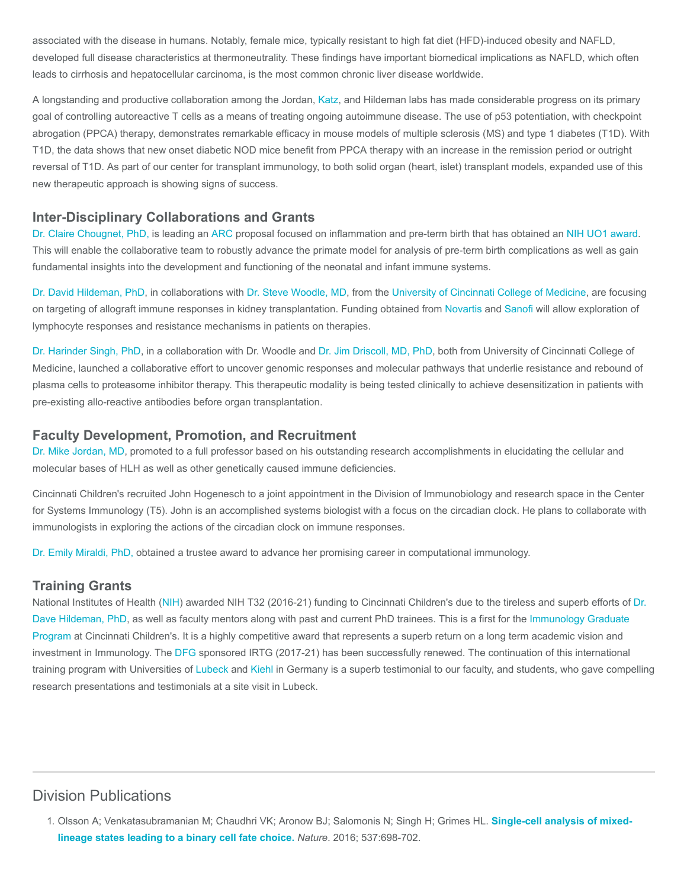associated with the disease in humans. Notably, female mice, typically resistant to high fat diet (HFD)-induced obesity and NAFLD, developed full disease characteristics at thermoneutrality. These findings have important biomedical implications as NAFLD, which often leads to cirrhosis and hepatocellular carcinoma, is the most common chronic liver disease worldwide.

A longstanding and productive collaboration among the Jordan, Katz, and Hildeman labs has made considerable progress on its primary goal of controlling autoreactive T cells as a means of treating ongoing autoimmune disease. The use of p53 potentiation, with checkpoint abrogation (PPCA) therapy, demonstrates remarkable efficacy in mouse models of multiple sclerosis (MS) and type 1 diabetes (T1D). With T1D, the data shows that new onset diabetic NOD mice benefit from PPCA therapy with an increase in the remission period or outright reversal of T1D. As part of our center for transplant immunology, to both solid organ (heart, islet) transplant models, expanded use of this new therapeutic approach is showing signs of success.

## Inter-Disciplinary Collaborations and Grants

Dr. Claire Chougnet, PhD, is leading an ARC proposal focused on inflammation and pre-term birth that has obtained an NIH UO1 award. This will enable the collaborative team to robustly advance the primate model for analysis of pre-term birth complications as well as gain fundamental insights into the development and functioning of the neonatal and infant immune systems.

Dr. David Hildeman, PhD, in collaborations with Dr. Steve Woodle, MD, from the University of Cincinnati College of Medicine, are focusing on targeting of allograft immune responses in kidney transplantation. Funding obtained from Novartis and Sanofi will allow exploration of lymphocyte responses and resistance mechanisms in patients on therapies.

Dr. Harinder Singh, PhD, in a collaboration with Dr. Woodle and Dr. Jim Driscoll, MD, PhD, both from University of Cincinnati College of Medicine, launched a collaborative effort to uncover genomic responses and molecular pathways that underlie resistance and rebound of plasma cells to proteasome inhibitor therapy. This therapeutic modality is being tested clinically to achieve desensitization in patients with pre-existing allo-reactive antibodies before organ transplantation.

## Faculty Development, Promotion, and Recruitment

Dr. Mike Jordan, MD, promoted to a full professor based on his outstanding research accomplishments in elucidating the cellular and molecular bases of HLH as well as other genetically caused immune deficiencies.

Cincinnati Children's recruited John Hogenesch to a joint appointment in the Division of Immunobiology and research space in the Center for Systems Immunology (T5). John is an accomplished systems biologist with a focus on the circadian clock. He plans to collaborate with immunologists in exploring the actions of the circadian clock on immune responses.

Dr. Emily Miraldi, PhD, obtained a trustee award to advance her promising career in computational immunology.

## Training Grants

National Institutes of Health (NIH) awarded NIH T32 (2016-21) funding to Cincinnati Children's due to the tireless and superb efforts of Dr. Dave Hildeman, PhD, as well as faculty mentors along with past and current PhD trainees. This is a first for the Immunology Graduate Program at Cincinnati Children's. It is a highly competitive award that represents a superb return on a long term academic vision and investment in Immunology. The DFG sponsored IRTG (2017-21) has been successfully renewed. The continuation of this international training program with Universities of Lubeck and Kiehl in Germany is a superb testimonial to our faculty, and students, who gave compelling research presentations and testimonials at a site visit in Lubeck.

## Division Publications

1. Olsson A; Venkatasubramanian M; Chaudhri VK; Aronow BJ; Salomonis N; Singh H; Grimes HL. **Single-cell analysis of mixed-lineage states leading to a binary cell fate choice.** *Nature*. 2016; 537:698-702.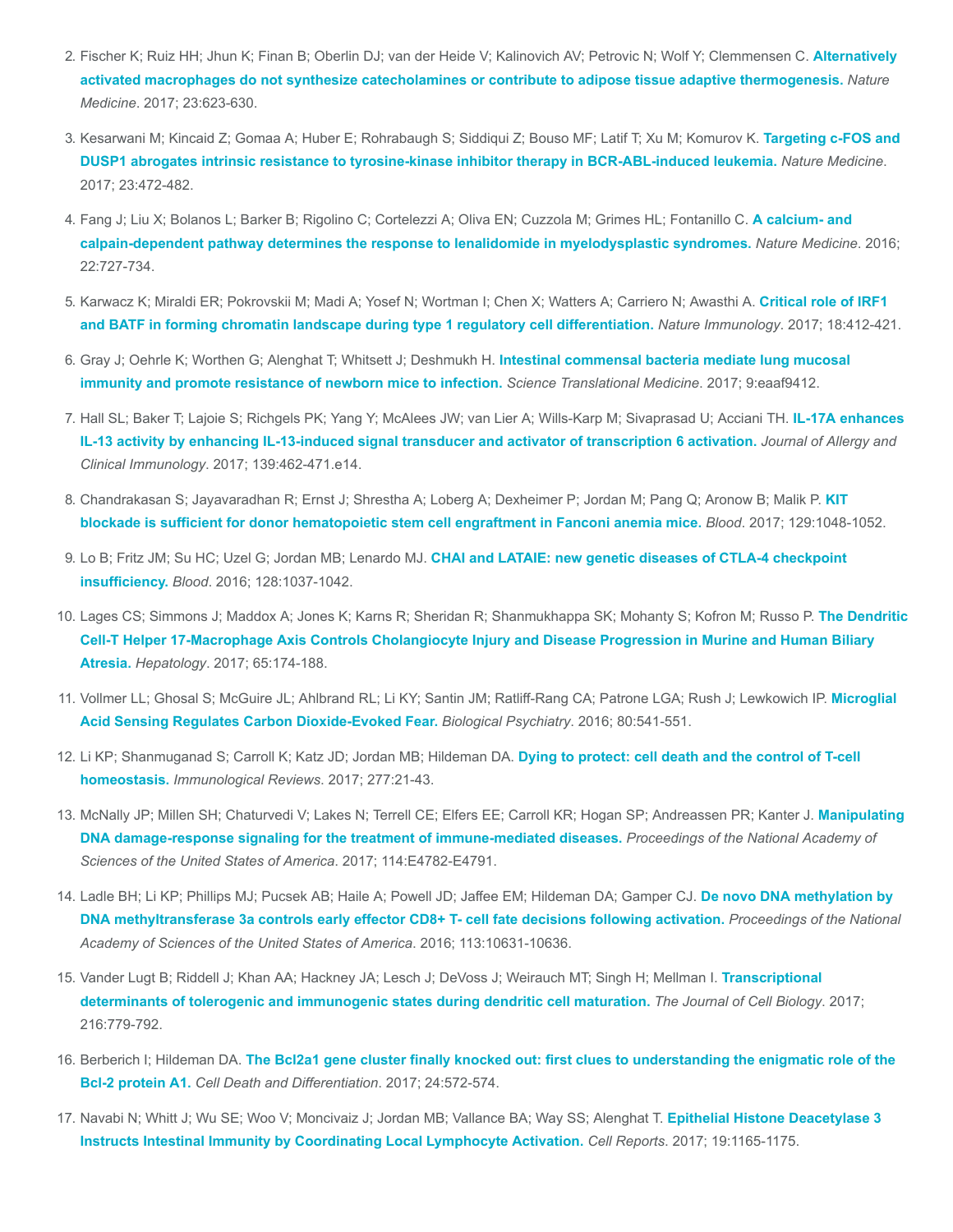2. Fischer K; Ruiz HH; Jhun K; Finan B; Oberlin DJ; van der Heide V; Kalinovich AV; Petrovic N; Wolf Y; Clemmensen C. **Alternatively activated macrophages do not synthesize catecholamines or contribute to adipose tissue adaptive thermogenesis.** *Nature Medicine*. 2017; 23:623-630.
3. Kesarwani M; Kincaid Z; Gomaa A; Huber E; Rohrabaugh S; Siddiqui Z; Bouso MF; Latif T; Xu M; Komurov K. **Targeting c-FOS and DUSP1 abrogates intrinsic resistance to tyrosine-kinase inhibitor therapy in BCR-ABL-induced leukemia.** *Nature Medicine*. 2017; 23:472-482.
4. Fang J; Liu X; Bolanos L; Barker B; Rigolino C; Cortelezzi A; Oliva EN; Cuzzola M; Grimes HL; Fontanillo C. **A calcium- and calpain-dependent pathway determines the response to lenalidomide in myelodysplastic syndromes.** *Nature Medicine*. 2016; 22:727-734.
5. Karwacz K; Miraldi ER; Pokrovskii M; Madi A; Yosef N; Wortman I; Chen X; Watters A; Carriero N; Awasthi A. **Critical role of IRF1 and BATF in forming chromatin landscape during type 1 regulatory cell differentiation.** *Nature Immunology*. 2017; 18:412-421.
6. Gray J; Oehrle K; Worthen G; Alenghat T; Whitsett J; Deshmukh H. **Intestinal commensal bacteria mediate lung mucosal immunity and promote resistance of newborn mice to infection.** *Science Translational Medicine*. 2017; 9:eaaf9412.
7. Hall SL; Baker T; Lajoie S; Richgels PK; Yang Y; McAlees JW; van Lier A; Wills-Karp M; Sivaprasad U; Acciani TH. **IL-17A enhances IL-13 activity by enhancing IL-13-induced signal transducer and activator of transcription 6 activation.** *Journal of Allergy and Clinical Immunology*. 2017; 139:462-471.e14.
8. Chandrakasan S; Jayavaradhan R; Ernst J; Shrestha A; Loberg A; Dexheimer P; Jordan M; Pang Q; Aronow B; Malik P. **KIT blockade is sufficient for donor hematopoietic stem cell engraftment in Fanconi anemia mice.** *Blood*. 2017; 129:1048-1052.
9. Lo B; Fritz JM; Su HC; Uzel G; Jordan MB; Lenardo MJ. **CHAI and LATAIE: new genetic diseases of CTLA-4 checkpoint insufficiency.** *Blood*. 2016; 128:1037-1042.
10. Lages CS; Simmons J; Maddox A; Jones K; Karns R; Sheridan R; Shanmukhappa SK; Mohanty S; Kofron M; Russo P. **The Dendritic Cell-T Helper 17-Macrophage Axis Controls Cholangiocyte Injury and Disease Progression in Murine and Human Biliary Atresia.** *Hepatology*. 2017; 65:174-188.
11. Vollmer LL; Ghosal S; McGuire JL; Ahlbrand RL; Li KY; Santin JM; Ratliff-Rang CA; Patrone LGA; Rush J; Lewkowich IP. **Microglial Acid Sensing Regulates Carbon Dioxide-Evoked Fear.** *Biological Psychiatry*. 2016; 80:541-551.
12. Li KP; Shanmuganad S; Carroll K; Katz JD; Jordan MB; Hildeman DA. **Dying to protect: cell death and the control of T-cell homeostasis.** *Immunological Reviews*. 2017; 277:21-43.
13. McNally JP; Millen SH; Chaturvedi V; Lakes N; Terrell CE; Elfers EE; Carroll KR; Hogan SP; Andreassen PR; Kanter J. **Manipulating DNA damage-response signaling for the treatment of immune-mediated diseases.** *Proceedings of the National Academy of Sciences of the United States of America*. 2017; 114:E4782-E4791.
14. Ladle BH; Li KP; Phillips MJ; Pucsek AB; Haile A; Powell JD; Jaffee EM; Hildeman DA; Gamper CJ. **De novo DNA methylation by DNA methyltransferase 3a controls early effector CD8+ T- cell fate decisions following activation.** *Proceedings of the National Academy of Sciences of the United States of America*. 2016; 113:10631-10636.
15. Vander Lugt B; Riddell J; Khan AA; Hackney JA; Lesch J; DeVoss J; Weirauch MT; Singh H; Mellman I. **Transcriptional determinants of tolerogenic and immunogenic states during dendritic cell maturation.** *The Journal of Cell Biology*. 2017; 216:779-792.
16. Berberich I; Hildeman DA. **The Bcl2a1 gene cluster finally knocked out: first clues to understanding the enigmatic role of the Bcl-2 protein A1.** *Cell Death and Differentiation*. 2017; 24:572-574.
17. Navabi N; Whitt J; Wu SE; Woo V; Moncivaiz J; Jordan MB; Vallance BA; Way SS; Alenghat T. **Epithelial Histone Deacetylase 3 Instructs Intestinal Immunity by Coordinating Local Lymphocyte Activation.** *Cell Reports*. 2017; 19:1165-1175.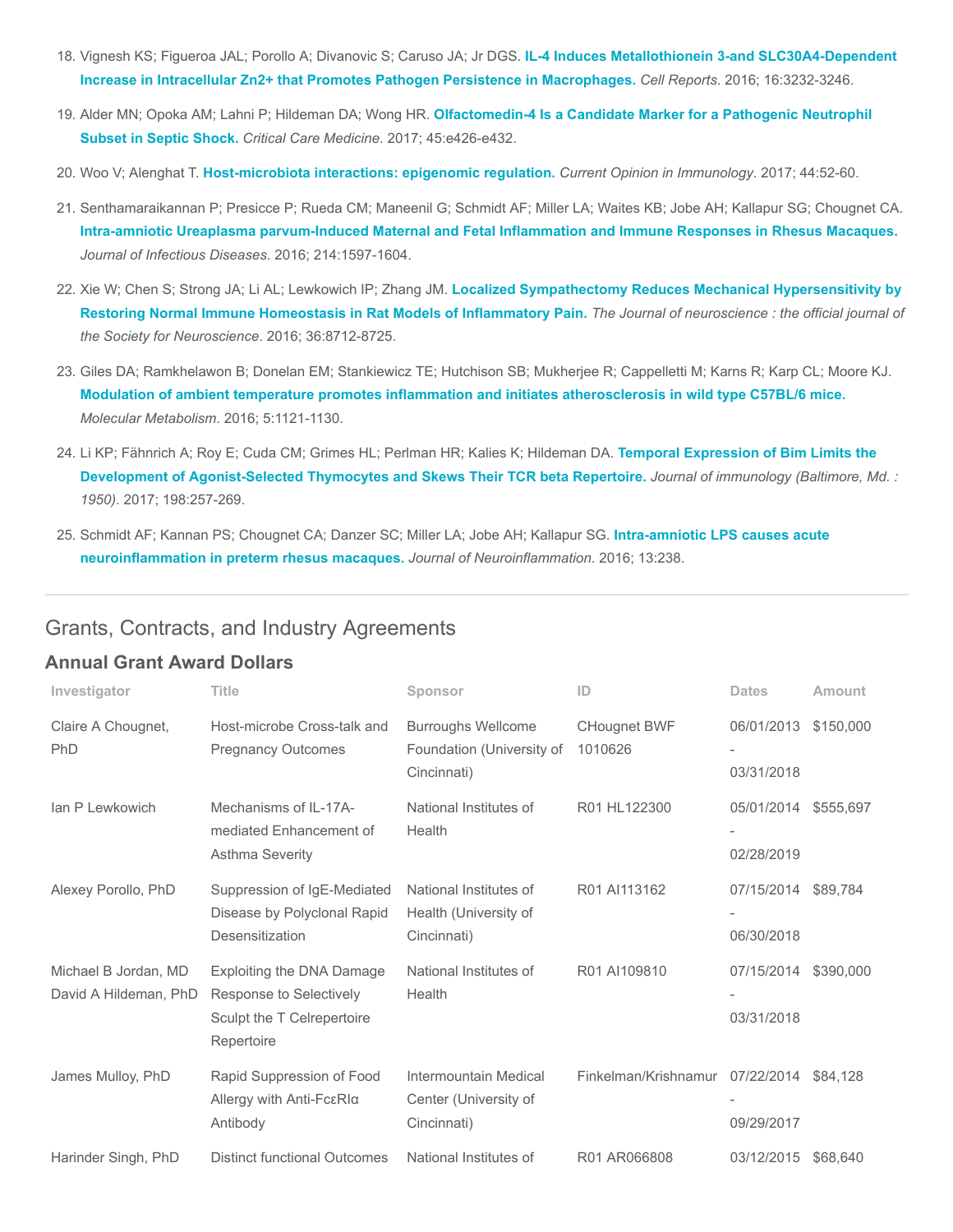18. Vignesh KS; Figueroa JAL; Porollo A; Divanovic S; Caruso JA; Jr DGS. **IL-4 Induces Metallothionein 3-and SLC30A4-Dependent Increase in Intracellular Zn2+ that Promotes Pathogen Persistence in Macrophages.** *Cell Reports*. 2016; 16:3232-3246.

19. Alder MN; Opoka AM; Lahni P; Hildeman DA; Wong HR. **Olfactomedin-4 Is a Candidate Marker for a Pathogenic Neutrophil Subset in Septic Shock.** *Critical Care Medicine*. 2017; 45:e426-e432.

20. Woo V; Alenghat T. **Host-microbiota interactions: epigenomic regulation.** *Current Opinion in Immunology*. 2017; 44:52-60.

21. Senthamaraikannan P; Presicce P; Rueda CM; Maneenil G; Schmidt AF; Miller LA; Waites KB; Jobe AH; Kallapur SG; Chougnet CA. **Intra-amniotic Ureaplasma parvum-Induced Maternal and Fetal Inflammation and Immune Responses in Rhesus Macaques.** *Journal of Infectious Diseases*. 2016; 214:1597-1604.

22. Xie W; Chen S; Strong JA; Li AL; Lewkowich IP; Zhang JM. **Localized Sympathectomy Reduces Mechanical Hypersensitivity by Restoring Normal Immune Homeostasis in Rat Models of Inflammatory Pain.** *The Journal of neuroscience : the official journal of the Society for Neuroscience*. 2016; 36:8712-8725.

23. Giles DA; Ramkhelawon B; Donelan EM; Stankiewicz TE; Hutchison SB; Mukherjee R; Cappelletti M; Karns R; Karp CL; Moore KJ. **Modulation of ambient temperature promotes inflammation and initiates atherosclerosis in wild type C57BL/6 mice.** *Molecular Metabolism*. 2016; 5:1121-1130.

24. Li KP; Fähnrich A; Roy E; Cuda CM; Grimes HL; Perlman HR; Kalies K; Hildeman DA. **Temporal Expression of Bim Limits the Development of Agonist-Selected Thymocytes and Skews Their TCR beta Repertoire.** *Journal of immunology (Baltimore, Md. : 1950)*. 2017; 198:257-269.

25. Schmidt AF; Kannan PS; Chougnet CA; Danzer SC; Miller LA; Jobe AH; Kallapur SG. **Intra-amniotic LPS causes acute neuroinflammation in preterm rhesus macaques.** *Journal of Neuroinflammation*. 2016; 13:238.

## Grants, Contracts, and Industry Agreements

### Annual Grant Award Dollars

| Investigator | Title | Sponsor | ID | Dates | Amount |
|---|---|---|---|---|---|
| Claire A Chougnet, PhD | Host-microbe Cross-talk and Pregnancy Outcomes | Burroughs Wellcome Foundation (University of Cincinnati) | CHougnet BWF 1010626 | 06/01/2013 - 03/31/2018 | $150,000 |
| Ian P Lewkowich | Mechanisms of IL-17A-mediated Enhancement of Asthma Severity | National Institutes of Health | R01 HL122300 | 05/01/2014 - 02/28/2019 | $555,697 |
| Alexey Porollo, PhD | Suppression of IgE-Mediated Disease by Polyclonal Rapid Desensitization | National Institutes of Health (University of Cincinnati) | R01 AI113162 | 07/15/2014 - 06/30/2018 | $89,784 |
| Michael B Jordan, MD<br>David A Hildeman, PhD | Exploiting the DNA Damage Response to Selectively Sculpt the T Celrepertoire Repertoire | National Institutes of Health | R01 AI109810 | 07/15/2014 - 03/31/2018 | $390,000 |
| James Mulloy, PhD | Rapid Suppression of Food Allergy with Anti-FcεRIα Antibody | Intermountain Medical Center (University of Cincinnati) | Finkelman/Krishnamur | 07/22/2014 - 09/29/2017 | $84,128 |
| Harinder Singh, PhD | Distinct functional Outcomes | National Institutes of | R01 AR066808 | 03/12/2015 | $68,640 |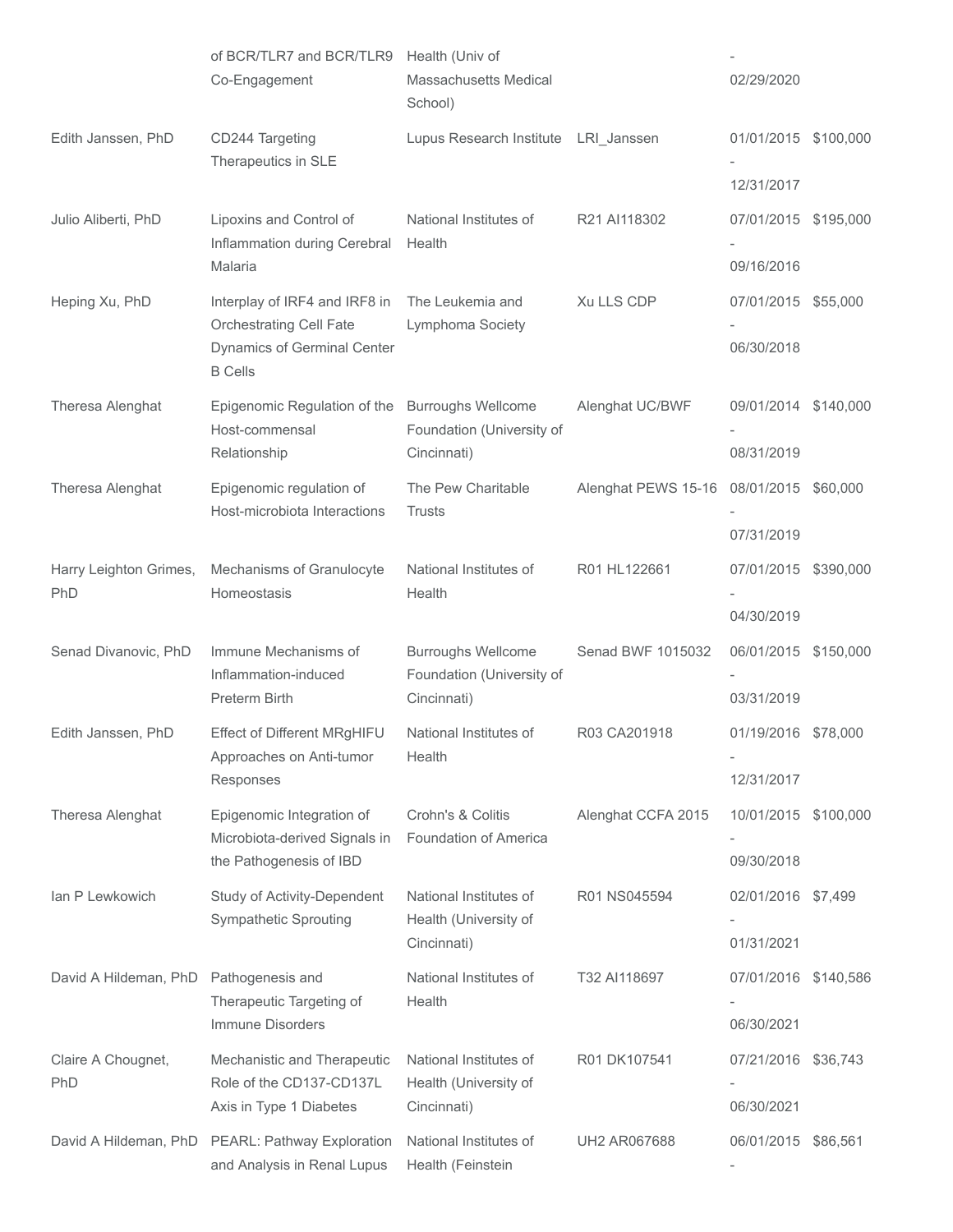|  | of BCR/TLR7 and BCR/TLR9 Co-Engagement | Health (Univ of Massachusetts Medical School) |  | - 02/29/2020 |  |
|---|---|---|---|---|---|
| Edith Janssen, PhD | CD244 Targeting Therapeutics in SLE | Lupus Research Institute | LRI_Janssen | 01/01/2015 - 12/31/2017 | $100,000 |
| Julio Aliberti, PhD | Lipoxins and Control of Inflammation during Cerebral Malaria | National Institutes of Health | R21 AI118302 | 07/01/2015 - 09/16/2016 | $195,000 |
| Heping Xu, PhD | Interplay of IRF4 and IRF8 in Orchestrating Cell Fate Dynamics of Germinal Center B Cells | The Leukemia and Lymphoma Society | Xu LLS CDP | 07/01/2015 - 06/30/2018 | $55,000 |
| Theresa Alenghat | Epigenomic Regulation of the Host-commensal Relationship | Burroughs Wellcome Foundation (University of Cincinnati) | Alenghat UC/BWF | 09/01/2014 - 08/31/2019 | $140,000 |
| Theresa Alenghat | Epigenomic regulation of Host-microbiota Interactions | The Pew Charitable Trusts | Alenghat PEWS 15-16 | 08/01/2015 - 07/31/2019 | $60,000 |
| Harry Leighton Grimes, PhD | Mechanisms of Granulocyte Homeostasis | National Institutes of Health | R01 HL122661 | 07/01/2015 - 04/30/2019 | $390,000 |
| Senad Divanovic, PhD | Immune Mechanisms of Inflammation-induced Preterm Birth | Burroughs Wellcome Foundation (University of Cincinnati) | Senad BWF 1015032 | 06/01/2015 - 03/31/2019 | $150,000 |
| Edith Janssen, PhD | Effect of Different MRgHIFU Approaches on Anti-tumor Responses | National Institutes of Health | R03 CA201918 | 01/19/2016 - 12/31/2017 | $78,000 |
| Theresa Alenghat | Epigenomic Integration of Microbiota-derived Signals in the Pathogenesis of IBD | Crohn's & Colitis Foundation of America | Alenghat CCFA 2015 | 10/01/2015 - 09/30/2018 | $100,000 |
| Ian P Lewkowich | Study of Activity-Dependent Sympathetic Sprouting | National Institutes of Health (University of Cincinnati) | R01 NS045594 | 02/01/2016 - 01/31/2021 | $7,499 |
| David A Hildeman, PhD | Pathogenesis and Therapeutic Targeting of Immune Disorders | National Institutes of Health | T32 AI118697 | 07/01/2016 - 06/30/2021 | $140,586 |
| Claire A Chougnet, PhD | Mechanistic and Therapeutic Role of the CD137-CD137L Axis in Type 1 Diabetes | National Institutes of Health (University of Cincinnati) | R01 DK107541 | 07/21/2016 - 06/30/2021 | $36,743 |
| David A Hildeman, PhD | PEARL: Pathway Exploration and Analysis in Renal Lupus | National Institutes of Health (Feinstein | UH2 AR067688 | 06/01/2015 - | $86,561 |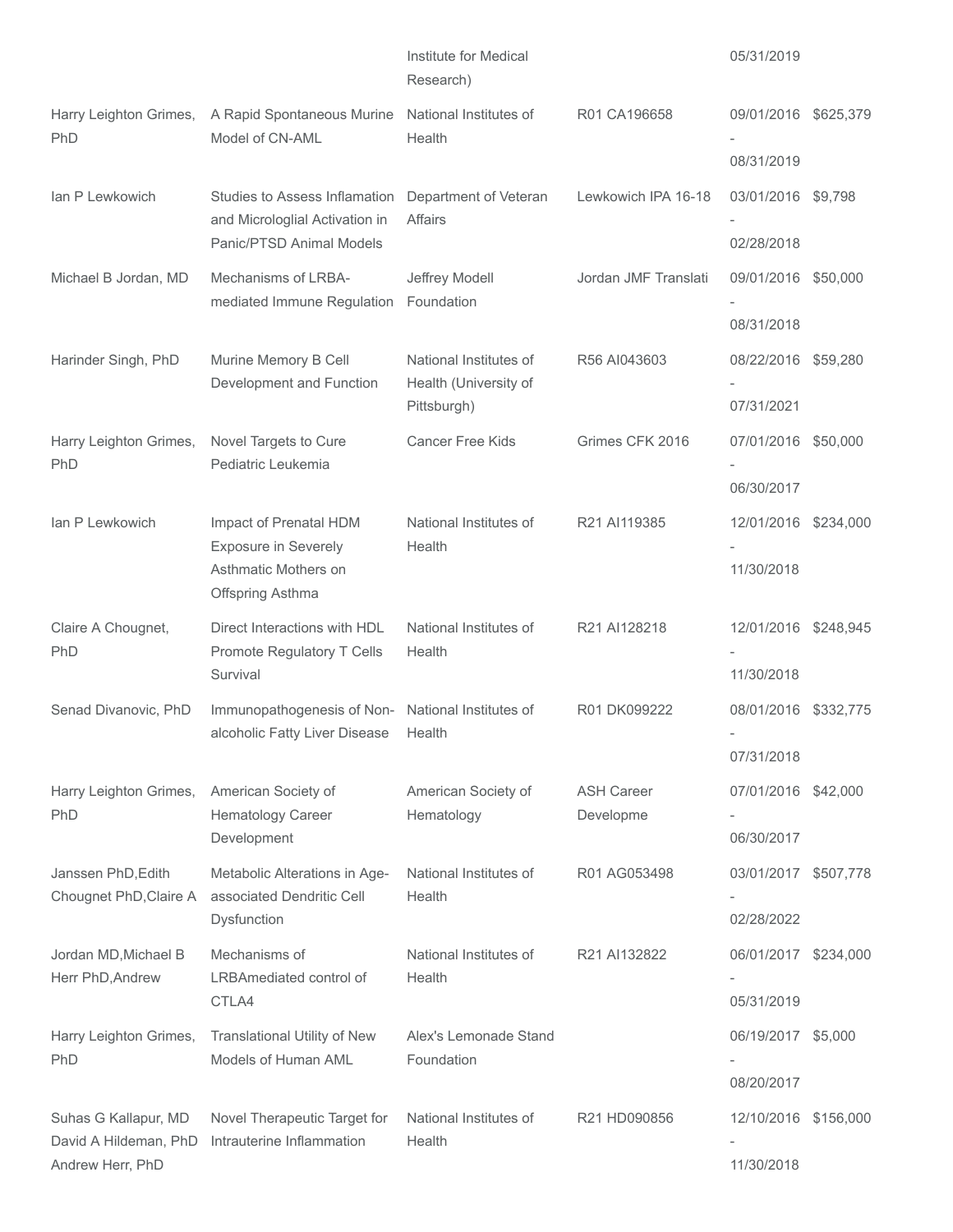| | | Institute for Medical Research) | | 05/31/2019 | |
|---|---|---|---|---|---|
| Harry Leighton Grimes, PhD | A Rapid Spontaneous Murine Model of CN-AML | National Institutes of Health | R01 CA196658 | 09/01/2016 - 08/31/2019 | $625,379 |
| Ian P Lewkowich | Studies to Assess Inflamation and Microloglial Activation in Panic/PTSD Animal Models | Department of Veteran Affairs | Lewkowich IPA 16-18 | 03/01/2016 - 02/28/2018 | $9,798 |
| Michael B Jordan, MD | Mechanisms of LRBA-mediated Immune Regulation | Jeffrey Modell Foundation | Jordan JMF Translati | 09/01/2016 - 08/31/2018 | $50,000 |
| Harinder Singh, PhD | Murine Memory B Cell Development and Function | National Institutes of Health (University of Pittsburgh) | R56 AI043603 | 08/22/2016 - 07/31/2021 | $59,280 |
| Harry Leighton Grimes, PhD | Novel Targets to Cure Pediatric Leukemia | Cancer Free Kids | Grimes CFK 2016 | 07/01/2016 - 06/30/2017 | $50,000 |
| Ian P Lewkowich | Impact of Prenatal HDM Exposure in Severely Asthmatic Mothers on Offspring Asthma | National Institutes of Health | R21 AI119385 | 12/01/2016 - 11/30/2018 | $234,000 |
| Claire A Chougnet, PhD | Direct Interactions with HDL Promote Regulatory T Cells Survival | National Institutes of Health | R21 AI128218 | 12/01/2016 - 11/30/2018 | $248,945 |
| Senad Divanovic, PhD | Immunopathogenesis of Non-alcoholic Fatty Liver Disease | National Institutes of Health | R01 DK099222 | 08/01/2016 - 07/31/2018 | $332,775 |
| Harry Leighton Grimes, PhD | American Society of Hematology Career Development | American Society of Hematology | ASH Career Developme | 07/01/2016 - 06/30/2017 | $42,000 |
| Janssen PhD,Edith Chougnet PhD,Claire A | Metabolic Alterations in Age-associated Dendritic Cell Dysfunction | National Institutes of Health | R01 AG053498 | 03/01/2017 - 02/28/2022 | $507,778 |
| Jordan MD,Michael B Herr PhD,Andrew | Mechanisms of LRBAmediated control of CTLA4 | National Institutes of Health | R21 AI132822 | 06/01/2017 - 05/31/2019 | $234,000 |
| Harry Leighton Grimes, PhD | Translational Utility of New Models of Human AML | Alex's Lemonade Stand Foundation | | 06/19/2017 - 08/20/2017 | $5,000 |
| Suhas G Kallapur, MD David A Hildeman, PhD Andrew Herr, PhD | Novel Therapeutic Target for Intrauterine Inflammation | National Institutes of Health | R21 HD090856 | 12/10/2016 - 11/30/2018 | $156,000 |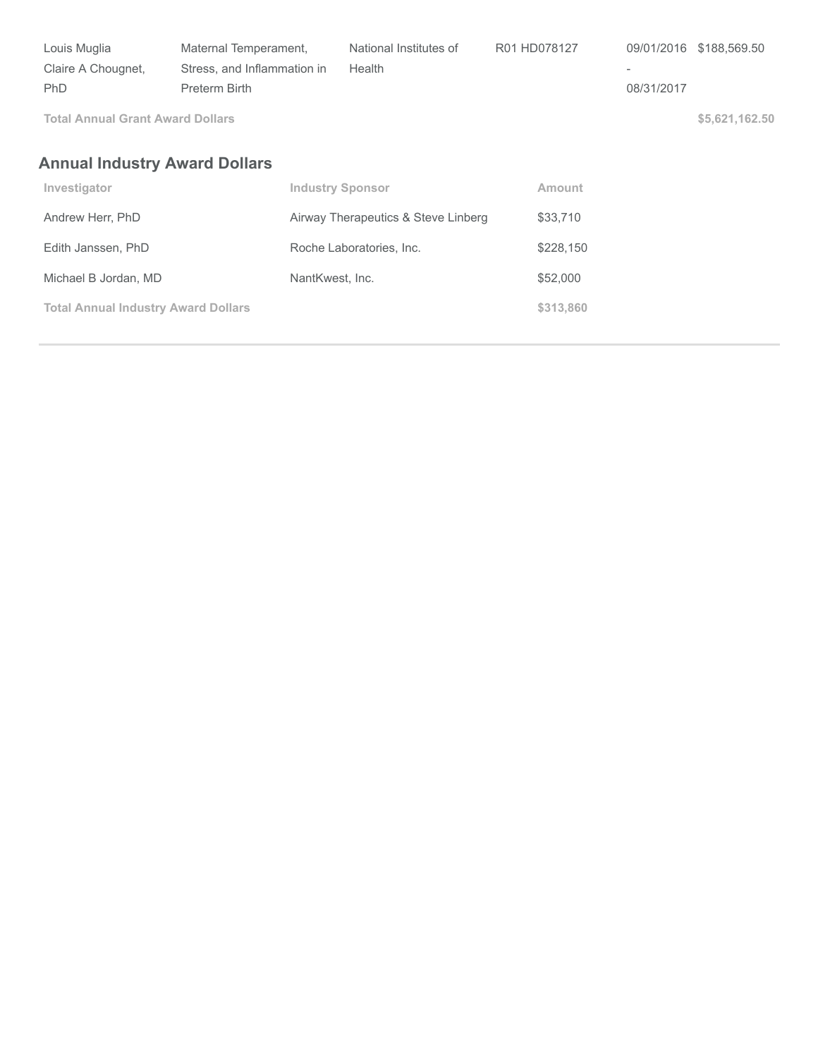| | | | | | |
|---|---|---|---|---|---|
| Louis Muglia<br>Claire A Chougnet, PhD | Maternal Temperament, Stress, and Inflammation in Preterm Birth | National Institutes of Health | R01 HD078127 | 09/01/2016 - 08/31/2017 | $188,569.50 |
| **Total Annual Grant Award Dollars** | | | | | **$5,621,162.50** |

## Annual Industry Award Dollars

| Investigator | Industry Sponsor | Amount |
|---|---|---|
| Andrew Herr, PhD | Airway Therapeutics & Steve Linberg | $33,710 |
| Edith Janssen, PhD | Roche Laboratories, Inc. | $228,150 |
| Michael B Jordan, MD | NantKwest, Inc. | $52,000 |
| **Total Annual Industry Award Dollars** | | **$313,860** |